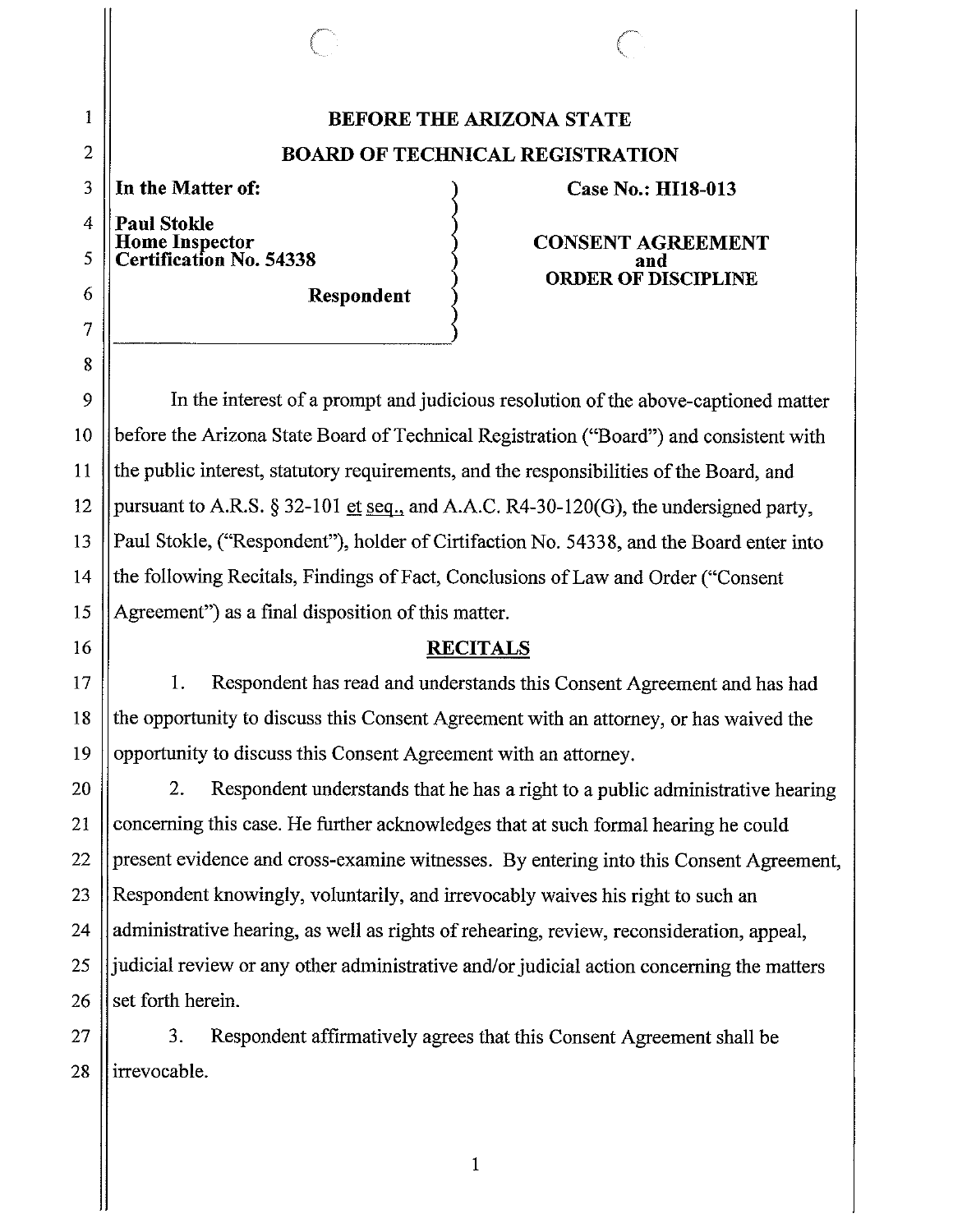# BEFORE THE ARIZONA STATE
# BOARD OF TECHNICAL REGISTRATION

**In the Matter of:**

**Paul Stokle**
**Home Inspector**
**Certification No. 54338**

**Respondent**

**Case No.: HI18-013**

**CONSENT AGREEMENT**
**and**
**ORDER OF DISCIPLINE**

In the interest of a prompt and judicious resolution of the above-captioned matter before the Arizona State Board of Technical Registration ("Board") and consistent with the public interest, statutory requirements, and the responsibilities of the Board, and pursuant to A.R.S. § 32-101 et seq., and A.A.C. R4-30-120(G), the undersigned party, Paul Stokle, ("Respondent"), holder of Cirtifaction No. 54338, and the Board enter into the following Recitals, Findings of Fact, Conclusions of Law and Order ("Consent Agreement") as a final disposition of this matter.

## RECITALS

1. Respondent has read and understands this Consent Agreement and has had the opportunity to discuss this Consent Agreement with an attorney, or has waived the opportunity to discuss this Consent Agreement with an attorney.

2. Respondent understands that he has a right to a public administrative hearing concerning this case. He further acknowledges that at such formal hearing he could present evidence and cross-examine witnesses. By entering into this Consent Agreement, Respondent knowingly, voluntarily, and irrevocably waives his right to such an administrative hearing, as well as rights of rehearing, review, reconsideration, appeal, judicial review or any other administrative and/or judicial action concerning the matters set forth herein.

3. Respondent affirmatively agrees that this Consent Agreement shall be irrevocable.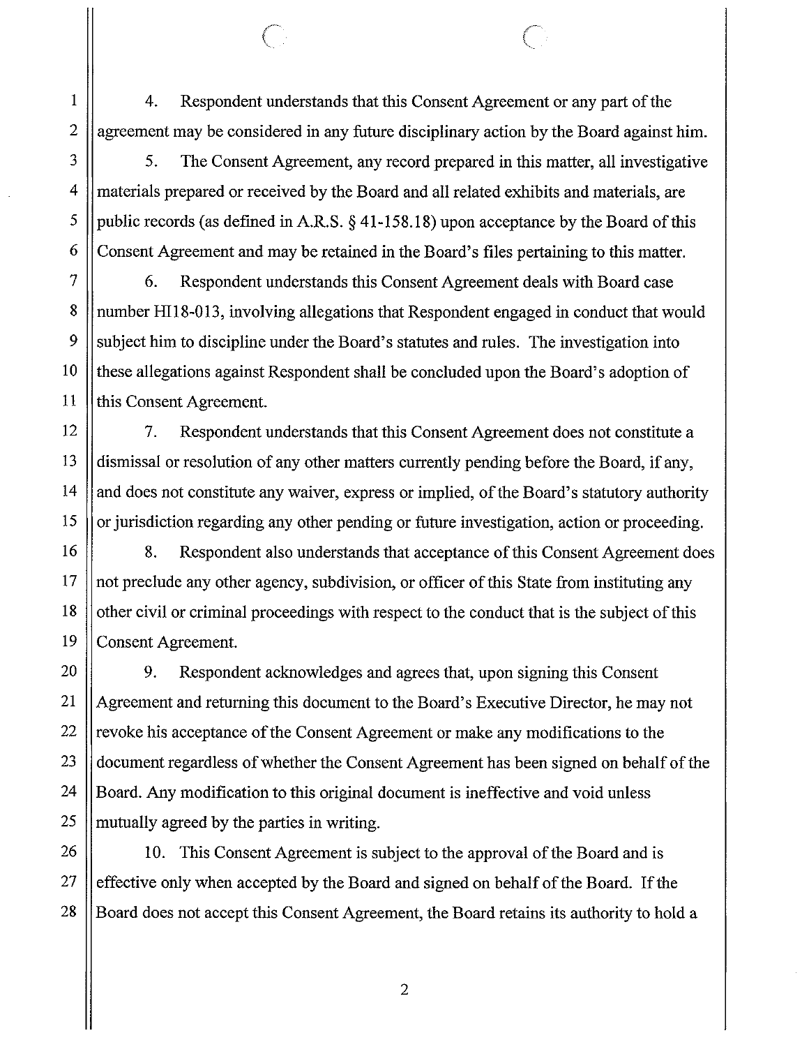4. Respondent understands that this Consent Agreement or any part of the agreement may be considered in any future disciplinary action by the Board against him.

5. The Consent Agreement, any record prepared in this matter, all investigative materials prepared or received by the Board and all related exhibits and materials, are public records (as defined in A.R.S. § 41-158.18) upon acceptance by the Board of this Consent Agreement and may be retained in the Board's files pertaining to this matter.

6. Respondent understands this Consent Agreement deals with Board case number HI18-013, involving allegations that Respondent engaged in conduct that would subject him to discipline under the Board's statutes and rules. The investigation into these allegations against Respondent shall be concluded upon the Board's adoption of this Consent Agreement.

7. Respondent understands that this Consent Agreement does not constitute a dismissal or resolution of any other matters currently pending before the Board, if any, and does not constitute any waiver, express or implied, of the Board's statutory authority or jurisdiction regarding any other pending or future investigation, action or proceeding.

8. Respondent also understands that acceptance of this Consent Agreement does not preclude any other agency, subdivision, or officer of this State from instituting any other civil or criminal proceedings with respect to the conduct that is the subject of this Consent Agreement.

9. Respondent acknowledges and agrees that, upon signing this Consent Agreement and returning this document to the Board's Executive Director, he may not revoke his acceptance of the Consent Agreement or make any modifications to the document regardless of whether the Consent Agreement has been signed on behalf of the Board. Any modification to this original document is ineffective and void unless mutually agreed by the parties in writing.

10. This Consent Agreement is subject to the approval of the Board and is effective only when accepted by the Board and signed on behalf of the Board. If the Board does not accept this Consent Agreement, the Board retains its authority to hold a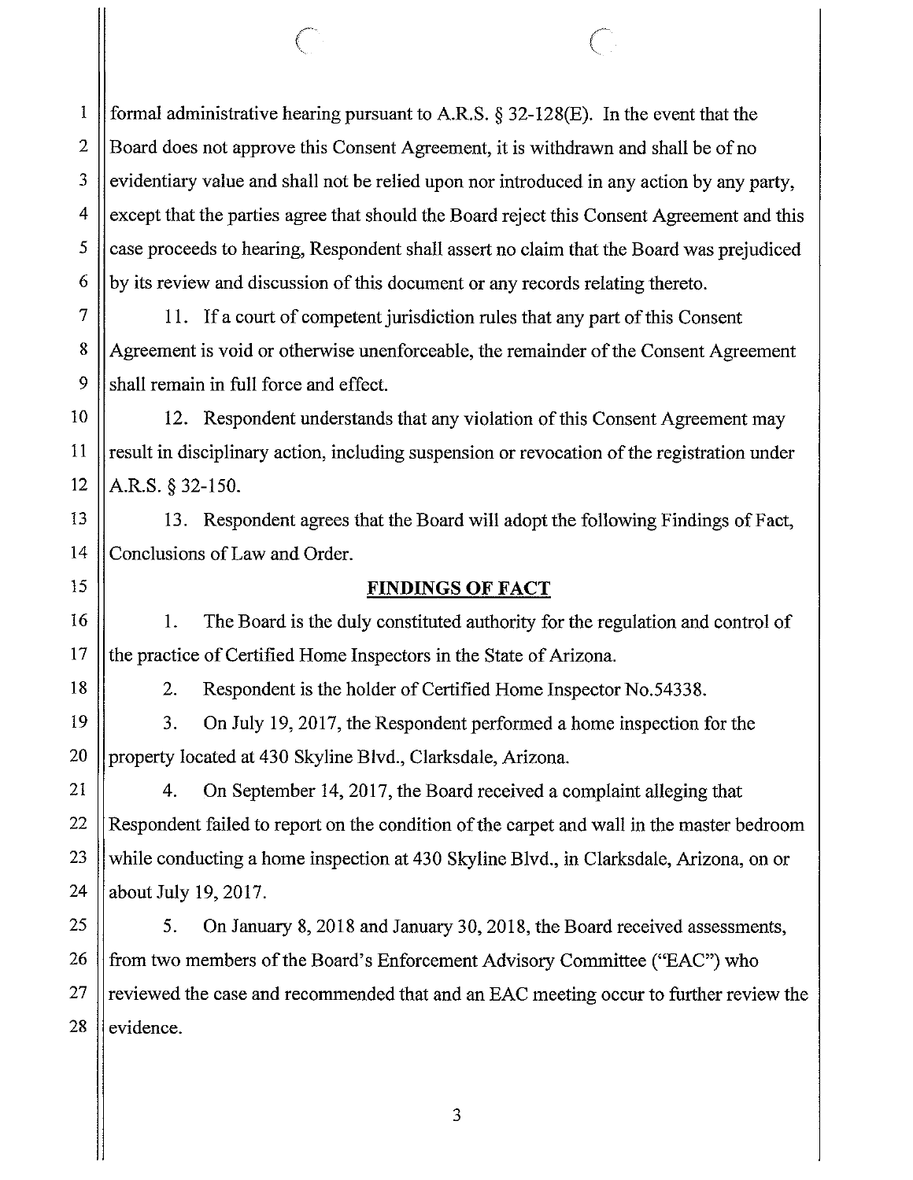formal administrative hearing pursuant to A.R.S. § 32-128(E). In the event that the Board does not approve this Consent Agreement, it is withdrawn and shall be of no evidentiary value and shall not be relied upon nor introduced in any action by any party, except that the parties agree that should the Board reject this Consent Agreement and this case proceeds to hearing, Respondent shall assert no claim that the Board was prejudiced by its review and discussion of this document or any records relating thereto.

11. If a court of competent jurisdiction rules that any part of this Consent Agreement is void or otherwise unenforceable, the remainder of the Consent Agreement shall remain in full force and effect.

12. Respondent understands that any violation of this Consent Agreement may result in disciplinary action, including suspension or revocation of the registration under A.R.S. § 32-150.

13. Respondent agrees that the Board will adopt the following Findings of Fact, Conclusions of Law and Order.

## FINDINGS OF FACT

1. The Board is the duly constituted authority for the regulation and control of the practice of Certified Home Inspectors in the State of Arizona.

2. Respondent is the holder of Certified Home Inspector No.54338.

3. On July 19, 2017, the Respondent performed a home inspection for the property located at 430 Skyline Blvd., Clarksdale, Arizona.

4. On September 14, 2017, the Board received a complaint alleging that Respondent failed to report on the condition of the carpet and wall in the master bedroom while conducting a home inspection at 430 Skyline Blvd., in Clarksdale, Arizona, on or about July 19, 2017.

5. On January 8, 2018 and January 30, 2018, the Board received assessments, from two members of the Board's Enforcement Advisory Committee ("EAC") who reviewed the case and recommended that and an EAC meeting occur to further review the evidence.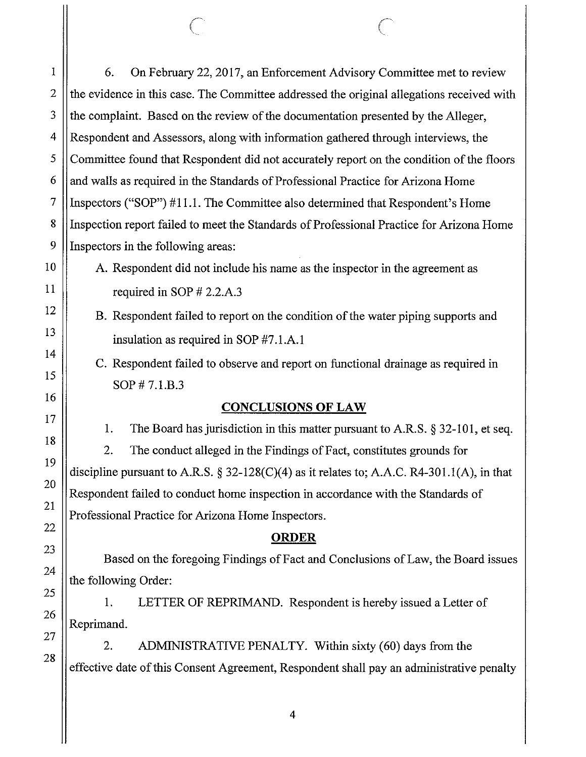6. On February 22, 2017, an Enforcement Advisory Committee met to review the evidence in this case. The Committee addressed the original allegations received with the complaint. Based on the review of the documentation presented by the Alleger, Respondent and Assessors, along with information gathered through interviews, the Committee found that Respondent did not accurately report on the condition of the floors and walls as required in the Standards of Professional Practice for Arizona Home Inspectors ("SOP") #11.1. The Committee also determined that Respondent's Home Inspection report failed to meet the Standards of Professional Practice for Arizona Home Inspectors in the following areas:

A. Respondent did not include his name as the inspector in the agreement as required in SOP # 2.2.A.3

B. Respondent failed to report on the condition of the water piping supports and insulation as required in SOP #7.1.A.1

C. Respondent failed to observe and report on functional drainage as required in SOP # 7.1.B.3

## CONCLUSIONS OF LAW

1. The Board has jurisdiction in this matter pursuant to A.R.S. § 32-101, et seq.

2. The conduct alleged in the Findings of Fact, constitutes grounds for discipline pursuant to A.R.S. § 32-128(C)(4) as it relates to; A.A.C. R4-301.1(A), in that Respondent failed to conduct home inspection in accordance with the Standards of Professional Practice for Arizona Home Inspectors.

## ORDER

Based on the foregoing Findings of Fact and Conclusions of Law, the Board issues the following Order:

1. LETTER OF REPRIMAND. Respondent is hereby issued a Letter of Reprimand.

2. ADMINISTRATIVE PENALTY. Within sixty (60) days from the effective date of this Consent Agreement, Respondent shall pay an administrative penalty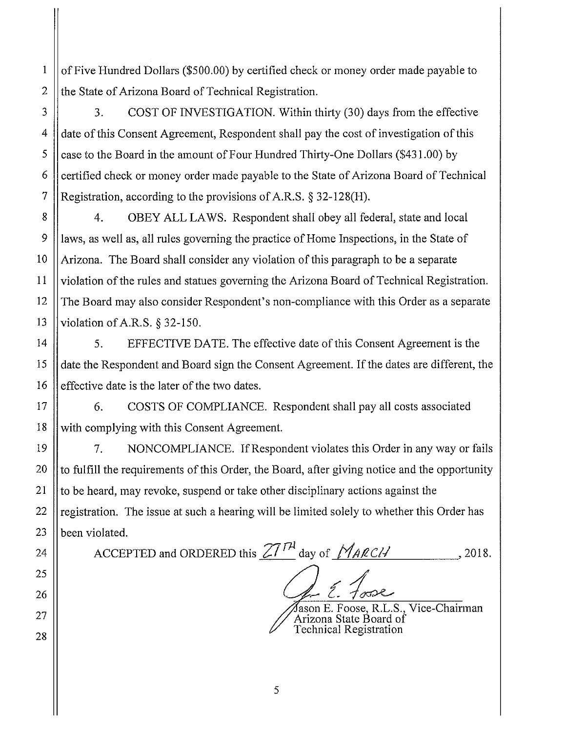of Five Hundred Dollars ($500.00) by certified check or money order made payable to the State of Arizona Board of Technical Registration.

3. COST OF INVESTIGATION. Within thirty (30) days from the effective date of this Consent Agreement, Respondent shall pay the cost of investigation of this case to the Board in the amount of Four Hundred Thirty-One Dollars ($431.00) by certified check or money order made payable to the State of Arizona Board of Technical Registration, according to the provisions of A.R.S. § 32-128(H).

4. OBEY ALL LAWS. Respondent shall obey all federal, state and local laws, as well as, all rules governing the practice of Home Inspections, in the State of Arizona. The Board shall consider any violation of this paragraph to be a separate violation of the rules and statues governing the Arizona Board of Technical Registration. The Board may also consider Respondent's non-compliance with this Order as a separate violation of A.R.S. § 32-150.

5. EFFECTIVE DATE. The effective date of this Consent Agreement is the date the Respondent and Board sign the Consent Agreement. If the dates are different, the effective date is the later of the two dates.

6. COSTS OF COMPLIANCE. Respondent shall pay all costs associated with complying with this Consent Agreement.

7. NONCOMPLIANCE. If Respondent violates this Order in any way or fails to fulfill the requirements of this Order, the Board, after giving notice and the opportunity to be heard, may revoke, suspend or take other disciplinary actions against the registration. The issue at such a hearing will be limited solely to whether this Order has been violated.

ACCEPTED and ORDERED this 27TH day of MARCH, 2018.

Jason E. Foose, R.L.S., Vice-Chairman
Arizona State Board of
Technical Registration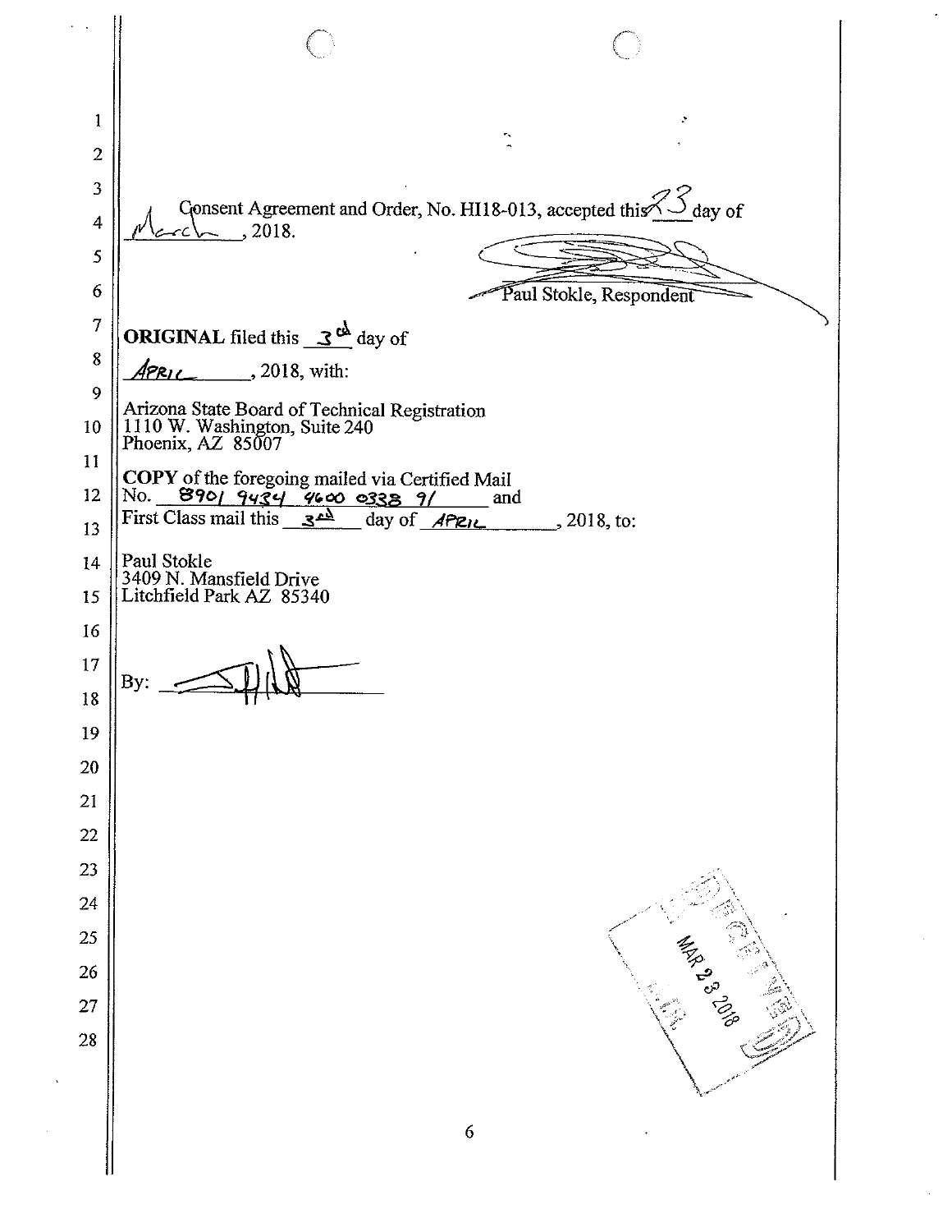Consent Agreement and Order, No. HI18-013, accepted this 23 day of March, 2018.

Paul Stokle, Respondent

**ORIGINAL** filed this 3rd day of April, 2018, with:

Arizona State Board of Technical Registration
1110 W. Washington, Suite 240
Phoenix, AZ 85007

**COPY** of the foregoing mailed via Certified Mail No. 8901 9434 4600 0338 91 and First Class mail this 3rd day of April, 2018, to:

Paul Stokle
3409 N. Mansfield Drive
Litchfield Park AZ 85340

By: ______________________

RECEIVED
MAR 23 2018